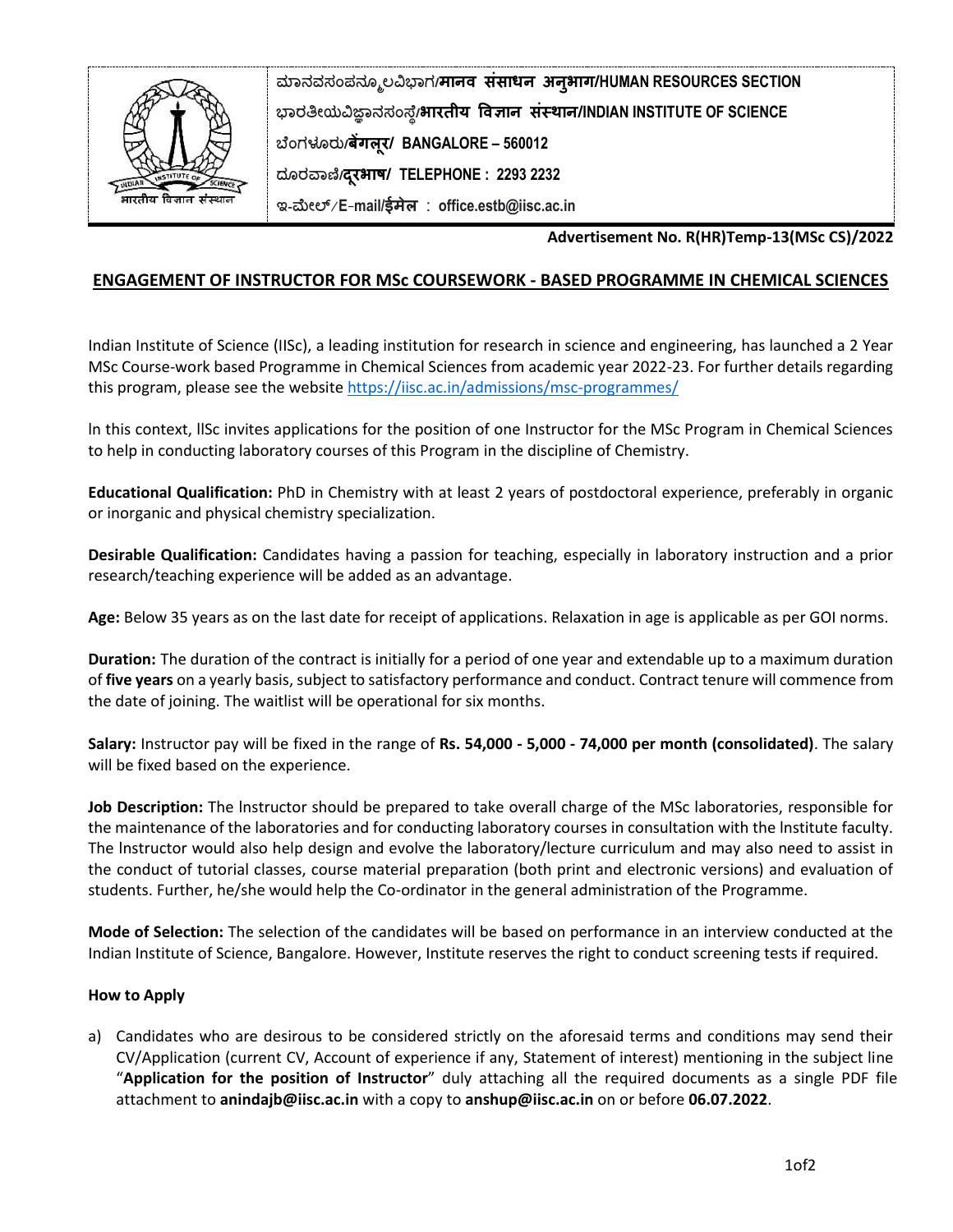ಮಾನವಸಂಪನ್ಮೂಲವಿಭಾಗ/**मानव संसाधन अनुभाग/HUMAN RESOURCES SECTION**
ಭಾರತೀಯವಿಜ್ಞಾನಸಂಸ್ಥೆ/**भारतीय विज्ञान संस्थान/INDIAN INSTITUTE OF SCIENCE**
ಬೆಂಗಳೂರು/**बेंगलूर/ BANGALORE – 560012**
ದೂರವಾಣಿ/**दूरभाष/ TELEPHONE : 2293 2232**
ಇ-ಮೇಲ್/E-mail/**ईमेल** : **office.estb@iisc.ac.in**

**Advertisement No. R(HR)Temp-13(MSc CS)/2022**

## ENGAGEMENT OF INSTRUCTOR FOR MSc COURSEWORK - BASED PROGRAMME IN CHEMICAL SCIENCES

Indian Institute of Science (IISc), a leading institution for research in science and engineering, has launched a 2 Year MSc Course-work based Programme in Chemical Sciences from academic year 2022-23. For further details regarding this program, please see the website https://iisc.ac.in/admissions/msc-programmes/

In this context, IISc invites applications for the position of one Instructor for the MSc Program in Chemical Sciences to help in conducting laboratory courses of this Program in the discipline of Chemistry.

**Educational Qualification:** PhD in Chemistry with at least 2 years of postdoctoral experience, preferably in organic or inorganic and physical chemistry specialization.

**Desirable Qualification:** Candidates having a passion for teaching, especially in laboratory instruction and a prior research/teaching experience will be added as an advantage.

**Age:** Below 35 years as on the last date for receipt of applications. Relaxation in age is applicable as per GOI norms.

**Duration:** The duration of the contract is initially for a period of one year and extendable up to a maximum duration of **five years** on a yearly basis, subject to satisfactory performance and conduct. Contract tenure will commence from the date of joining. The waitlist will be operational for six months.

**Salary:** Instructor pay will be fixed in the range of **Rs. 54,000 - 5,000 - 74,000 per month (consolidated)**. The salary will be fixed based on the experience.

**Job Description:** The Instructor should be prepared to take overall charge of the MSc laboratories, responsible for the maintenance of the laboratories and for conducting laboratory courses in consultation with the Institute faculty. The Instructor would also help design and evolve the laboratory/lecture curriculum and may also need to assist in the conduct of tutorial classes, course material preparation (both print and electronic versions) and evaluation of students. Further, he/she would help the Co-ordinator in the general administration of the Programme.

**Mode of Selection:** The selection of the candidates will be based on performance in an interview conducted at the Indian Institute of Science, Bangalore. However, Institute reserves the right to conduct screening tests if required.

### How to Apply

a) Candidates who are desirous to be considered strictly on the aforesaid terms and conditions may send their CV/Application (current CV, Account of experience if any, Statement of interest) mentioning in the subject line "**Application for the position of Instructor**" duly attaching all the required documents as a single PDF file attachment to **anindajb@iisc.ac.in** with a copy to **anshup@iisc.ac.in** on or before **06.07.2022**.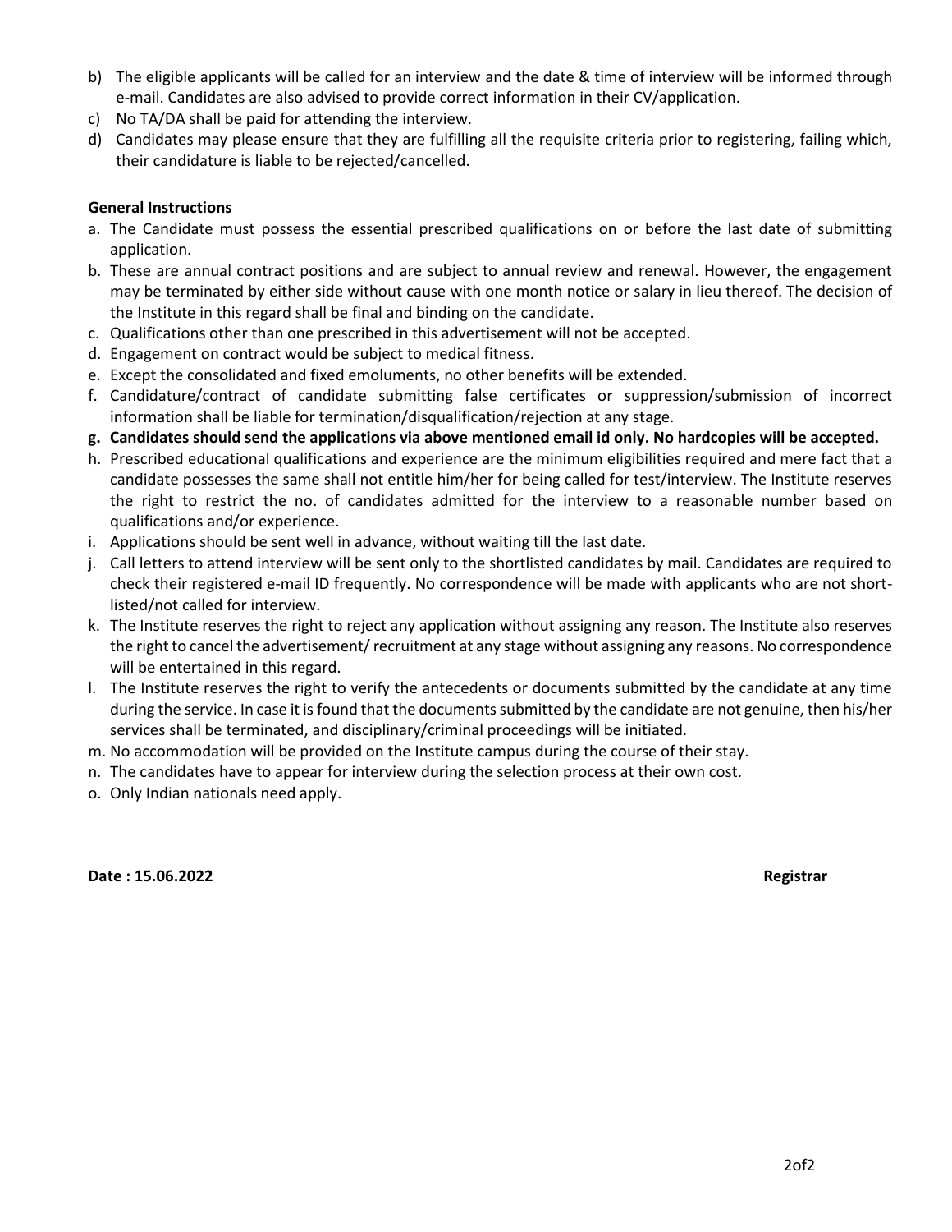b) The eligible applicants will be called for an interview and the date & time of interview will be informed through e-mail. Candidates are also advised to provide correct information in their CV/application.
c) No TA/DA shall be paid for attending the interview.
d) Candidates may please ensure that they are fulfilling all the requisite criteria prior to registering, failing which, their candidature is liable to be rejected/cancelled.

**General Instructions**

a. The Candidate must possess the essential prescribed qualifications on or before the last date of submitting application.
b. These are annual contract positions and are subject to annual review and renewal. However, the engagement may be terminated by either side without cause with one month notice or salary in lieu thereof. The decision of the Institute in this regard shall be final and binding on the candidate.
c. Qualifications other than one prescribed in this advertisement will not be accepted.
d. Engagement on contract would be subject to medical fitness.
e. Except the consolidated and fixed emoluments, no other benefits will be extended.
f. Candidature/contract of candidate submitting false certificates or suppression/submission of incorrect information shall be liable for termination/disqualification/rejection at any stage.
g. **Candidates should send the applications via above mentioned email id only. No hardcopies will be accepted.**
h. Prescribed educational qualifications and experience are the minimum eligibilities required and mere fact that a candidate possesses the same shall not entitle him/her for being called for test/interview. The Institute reserves the right to restrict the no. of candidates admitted for the interview to a reasonable number based on qualifications and/or experience.
i. Applications should be sent well in advance, without waiting till the last date.
j. Call letters to attend interview will be sent only to the shortlisted candidates by mail. Candidates are required to check their registered e-mail ID frequently. No correspondence will be made with applicants who are not short-listed/not called for interview.
k. The Institute reserves the right to reject any application without assigning any reason. The Institute also reserves the right to cancel the advertisement/ recruitment at any stage without assigning any reasons. No correspondence will be entertained in this regard.
l. The Institute reserves the right to verify the antecedents or documents submitted by the candidate at any time during the service. In case it is found that the documents submitted by the candidate are not genuine, then his/her services shall be terminated, and disciplinary/criminal proceedings will be initiated.
m. No accommodation will be provided on the Institute campus during the course of their stay.
n. The candidates have to appear for interview during the selection process at their own cost.
o. Only Indian nationals need apply.

**Date : 15.06.2022** **Registrar**